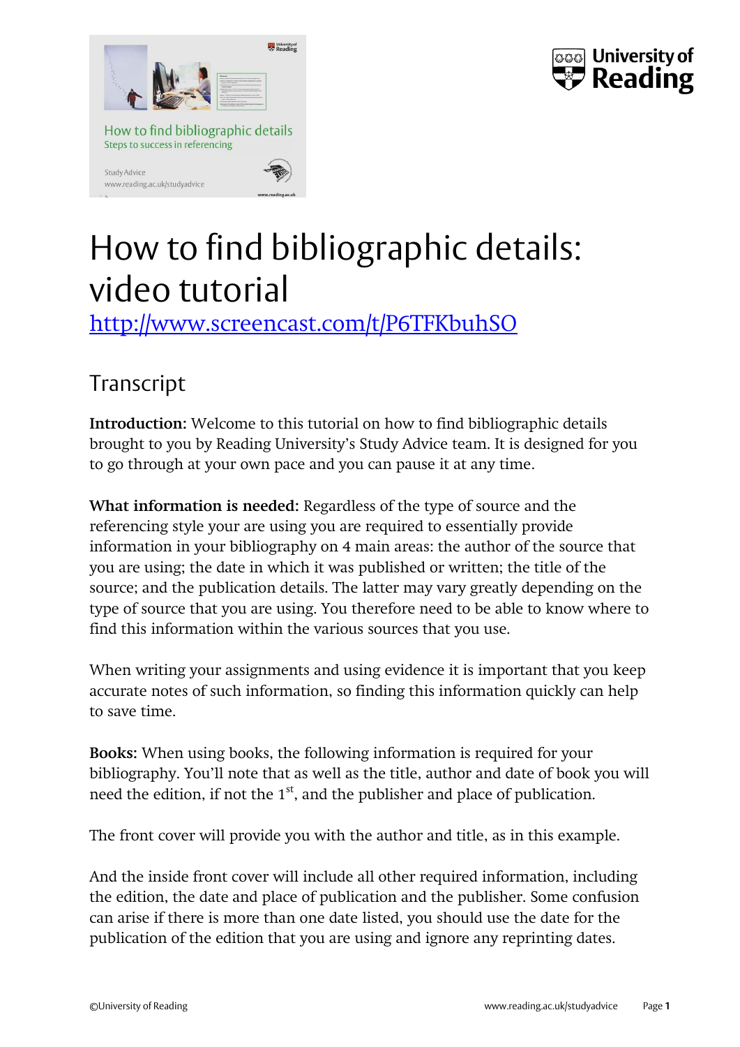# How to find bibliographic details: video tutorial

http://www.screencast.com/t/P6TFKbuhSO

## Transcript

**Introduction:** Welcome to this tutorial on how to find bibliographic details brought to you by Reading University's Study Advice team. It is designed for you to go through at your own pace and you can pause it at any time.

**What information is needed:** Regardless of the type of source and the referencing style your are using you are required to essentially provide information in your bibliography on 4 main areas: the author of the source that you are using; the date in which it was published or written; the title of the source; and the publication details. The latter may vary greatly depending on the type of source that you are using. You therefore need to be able to know where to find this information within the various sources that you use.

When writing your assignments and using evidence it is important that you keep accurate notes of such information, so finding this information quickly can help to save time.

**Books:** When using books, the following information is required for your bibliography. You'll note that as well as the title, author and date of book you will need the edition, if not the 1st, and the publisher and place of publication.

The front cover will provide you with the author and title, as in this example.

And the inside front cover will include all other required information, including the edition, the date and place of publication and the publisher. Some confusion can arise if there is more than one date listed, you should use the date for the publication of the edition that you are using and ignore any reprinting dates.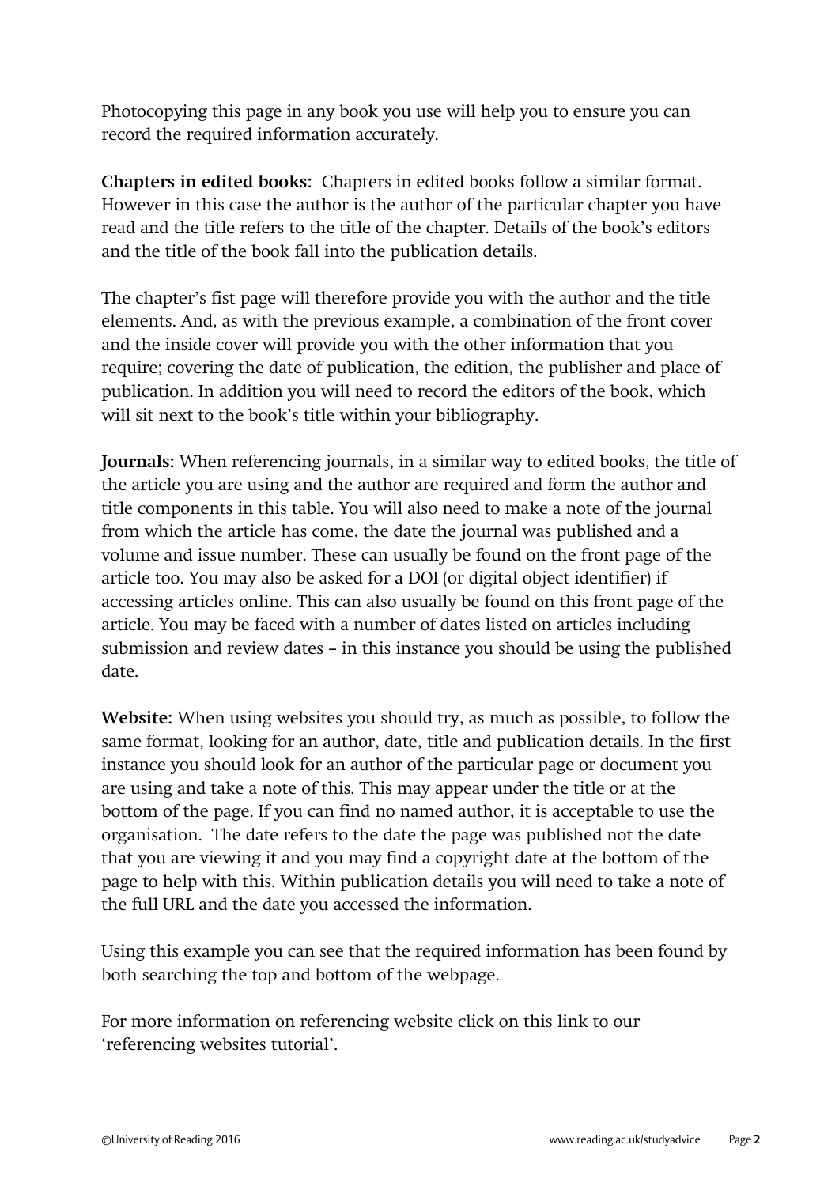Photocopying this page in any book you use will help you to ensure you can record the required information accurately.

**Chapters in edited books:** Chapters in edited books follow a similar format. However in this case the author is the author of the particular chapter you have read and the title refers to the title of the chapter. Details of the book's editors and the title of the book fall into the publication details.

The chapter's fist page will therefore provide you with the author and the title elements. And, as with the previous example, a combination of the front cover and the inside cover will provide you with the other information that you require; covering the date of publication, the edition, the publisher and place of publication. In addition you will need to record the editors of the book, which will sit next to the book's title within your bibliography.

**Journals:** When referencing journals, in a similar way to edited books, the title of the article you are using and the author are required and form the author and title components in this table. You will also need to make a note of the journal from which the article has come, the date the journal was published and a volume and issue number. These can usually be found on the front page of the article too. You may also be asked for a DOI (or digital object identifier) if accessing articles online. This can also usually be found on this front page of the article. You may be faced with a number of dates listed on articles including submission and review dates – in this instance you should be using the published date.

**Website:** When using websites you should try, as much as possible, to follow the same format, looking for an author, date, title and publication details. In the first instance you should look for an author of the particular page or document you are using and take a note of this. This may appear under the title or at the bottom of the page. If you can find no named author, it is acceptable to use the organisation. The date refers to the date the page was published not the date that you are viewing it and you may find a copyright date at the bottom of the page to help with this. Within publication details you will need to take a note of the full URL and the date you accessed the information.

Using this example you can see that the required information has been found by both searching the top and bottom of the webpage.

For more information on referencing website click on this link to our 'referencing websites tutorial'.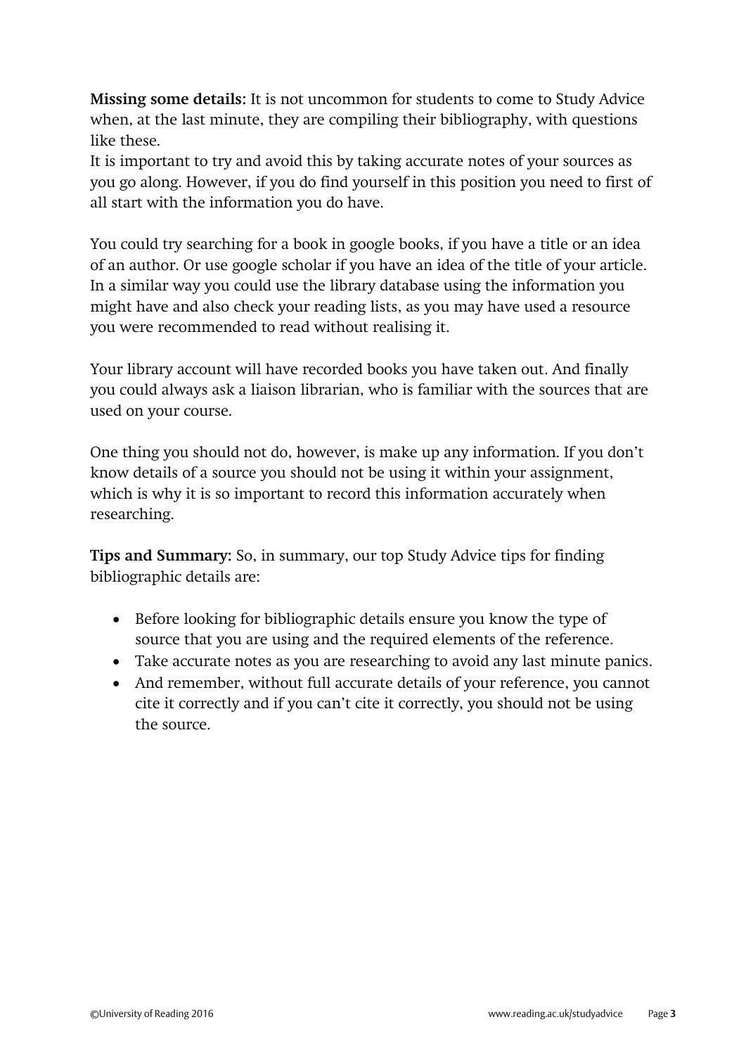**Missing some details:** It is not uncommon for students to come to Study Advice when, at the last minute, they are compiling their bibliography, with questions like these.
It is important to try and avoid this by taking accurate notes of your sources as you go along. However, if you do find yourself in this position you need to first of all start with the information you do have.

You could try searching for a book in google books, if you have a title or an idea of an author. Or use google scholar if you have an idea of the title of your article. In a similar way you could use the library database using the information you might have and also check your reading lists, as you may have used a resource you were recommended to read without realising it.

Your library account will have recorded books you have taken out. And finally you could always ask a liaison librarian, who is familiar with the sources that are used on your course.

One thing you should not do, however, is make up any information. If you don't know details of a source you should not be using it within your assignment, which is why it is so important to record this information accurately when researching.

**Tips and Summary:** So, in summary, our top Study Advice tips for finding bibliographic details are:

- Before looking for bibliographic details ensure you know the type of source that you are using and the required elements of the reference.
- Take accurate notes as you are researching to avoid any last minute panics.
- And remember, without full accurate details of your reference, you cannot cite it correctly and if you can't cite it correctly, you should not be using the source.